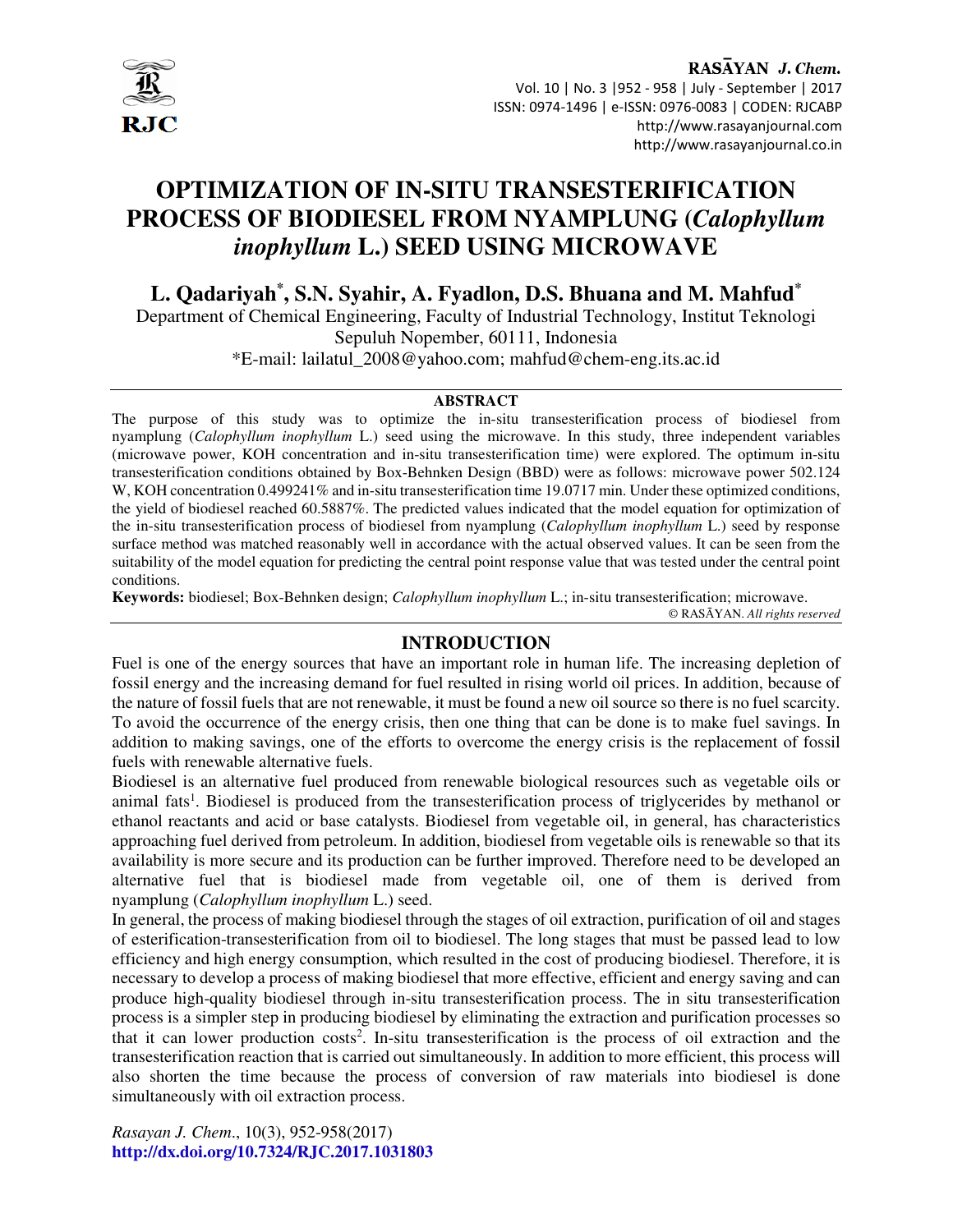# OPTIMIZATION OF IN-SITU TRANSESTERIFICATION PROCESS OF BIODIESEL FROM NYAMPLUNG (*Calophyllum inophyllum* L.) SEED USING MICROWAVE

**L. Qadariyah*, S.N. Syahir, A. Fyadlon, D.S. Bhuana and M. Mahfud***

Department of Chemical Engineering, Faculty of Industrial Technology, Institut Teknologi Sepuluh Nopember, 60111, Indonesia

*E-mail: lailatul_2008@yahoo.com; mahfud@chem-eng.its.ac.id

## ABSTRACT

The purpose of this study was to optimize the in-situ transesterification process of biodiesel from nyamplung (*Calophyllum inophyllum* L.) seed using the microwave. In this study, three independent variables (microwave power, KOH concentration and in-situ transesterification time) were explored. The optimum in-situ transesterification conditions obtained by Box-Behnken Design (BBD) were as follows: microwave power 502.124 W, KOH concentration 0.499241% and in-situ transesterification time 19.0717 min. Under these optimized conditions, the yield of biodiesel reached 60.5887%. The predicted values indicated that the model equation for optimization of the in-situ transesterification process of biodiesel from nyamplung (*Calophyllum inophyllum* L.) seed by response surface method was matched reasonably well in accordance with the actual observed values. It can be seen from the suitability of the model equation for predicting the central point response value that was tested under the central point conditions.

**Keywords:** biodiesel; Box-Behnken design; *Calophyllum inophyllum* L.; in-situ transesterification; microwave.

© RASĀYAN. *All rights reserved*

## INTRODUCTION

Fuel is one of the energy sources that have an important role in human life. The increasing depletion of fossil energy and the increasing demand for fuel resulted in rising world oil prices. In addition, because of the nature of fossil fuels that are not renewable, it must be found a new oil source so there is no fuel scarcity. To avoid the occurrence of the energy crisis, then one thing that can be done is to make fuel savings. In addition to making savings, one of the efforts to overcome the energy crisis is the replacement of fossil fuels with renewable alternative fuels.

Biodiesel is an alternative fuel produced from renewable biological resources such as vegetable oils or animal fats[1]. Biodiesel is produced from the transesterification process of triglycerides by methanol or ethanol reactants and acid or base catalysts. Biodiesel from vegetable oil, in general, has characteristics approaching fuel derived from petroleum. In addition, biodiesel from vegetable oils is renewable so that its availability is more secure and its production can be further improved. Therefore need to be developed an alternative fuel that is biodiesel made from vegetable oil, one of them is derived from nyamplung (*Calophyllum inophyllum* L.) seed.

In general, the process of making biodiesel through the stages of oil extraction, purification of oil and stages of esterification-transesterification from oil to biodiesel. The long stages that must be passed lead to low efficiency and high energy consumption, which resulted in the cost of producing biodiesel. Therefore, it is necessary to develop a process of making biodiesel that more effective, efficient and energy saving and can produce high-quality biodiesel through in-situ transesterification process. The in situ transesterification process is a simpler step in producing biodiesel by eliminating the extraction and purification processes so that it can lower production costs[2]. In-situ transesterification is the process of oil extraction and the transesterification reaction that is carried out simultaneously. In addition to more efficient, this process will also shorten the time because the process of conversion of raw materials into biodiesel is done simultaneously with oil extraction process.

*Rasayan J. Chem.*, 10(3), 952-958(2017)
**http://dx.doi.org/10.7324/RJC.2017.1031803**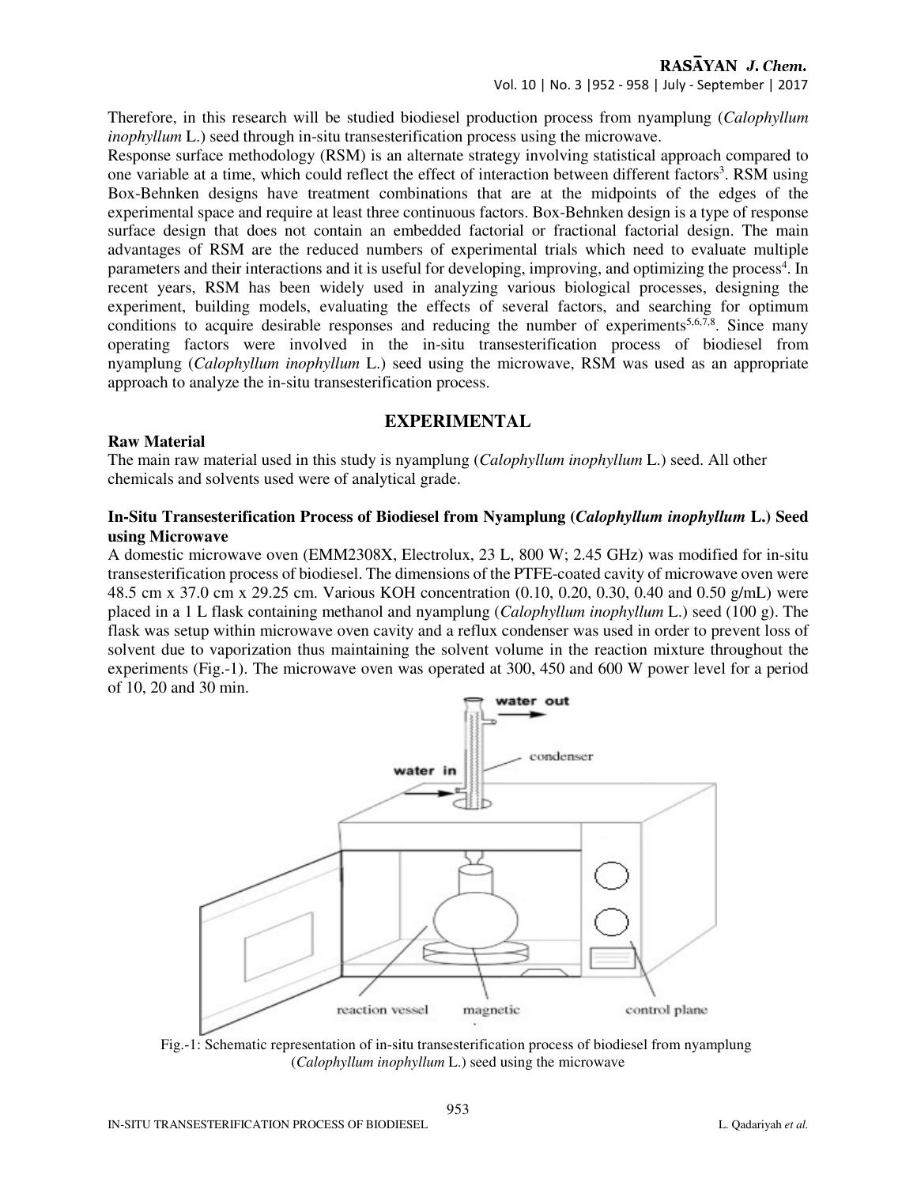Therefore, in this research will be studied biodiesel production process from nyamplung (*Calophyllum inophyllum* L.) seed through in-situ transesterification process using the microwave.

Response surface methodology (RSM) is an alternate strategy involving statistical approach compared to one variable at a time, which could reflect the effect of interaction between different factors[3]. RSM using Box-Behnken designs have treatment combinations that are at the midpoints of the edges of the experimental space and require at least three continuous factors. Box-Behnken design is a type of response surface design that does not contain an embedded factorial or fractional factorial design. The main advantages of RSM are the reduced numbers of experimental trials which need to evaluate multiple parameters and their interactions and it is useful for developing, improving, and optimizing the process[4]. In recent years, RSM has been widely used in analyzing various biological processes, designing the experiment, building models, evaluating the effects of several factors, and searching for optimum conditions to acquire desirable responses and reducing the number of experiments[5,6,7,8]. Since many operating factors were involved in the in-situ transesterification process of biodiesel from nyamplung (*Calophyllum inophyllum* L.) seed using the microwave, RSM was used as an appropriate approach to analyze the in-situ transesterification process.

## EXPERIMENTAL

### Raw Material

The main raw material used in this study is nyamplung (*Calophyllum inophyllum* L.) seed. All other chemicals and solvents used were of analytical grade.

### In-Situ Transesterification Process of Biodiesel from Nyamplung (*Calophyllum inophyllum* L.) Seed using Microwave

A domestic microwave oven (EMM2308X, Electrolux, 23 L, 800 W; 2.45 GHz) was modified for in-situ transesterification process of biodiesel. The dimensions of the PTFE-coated cavity of microwave oven were 48.5 cm x 37.0 cm x 29.25 cm. Various KOH concentration (0.10, 0.20, 0.30, 0.40 and 0.50 g/mL) were placed in a 1 L flask containing methanol and nyamplung (*Calophyllum inophyllum* L.) seed (100 g). The flask was setup within microwave oven cavity and a reflux condenser was used in order to prevent loss of solvent due to vaporization thus maintaining the solvent volume in the reaction mixture throughout the experiments (Fig.-1). The microwave oven was operated at 300, 450 and 600 W power level for a period of 10, 20 and 30 min.

Fig.-1: Schematic representation of in-situ transesterification process of biodiesel from nyamplung (*Calophyllum inophyllum* L.) seed using the microwave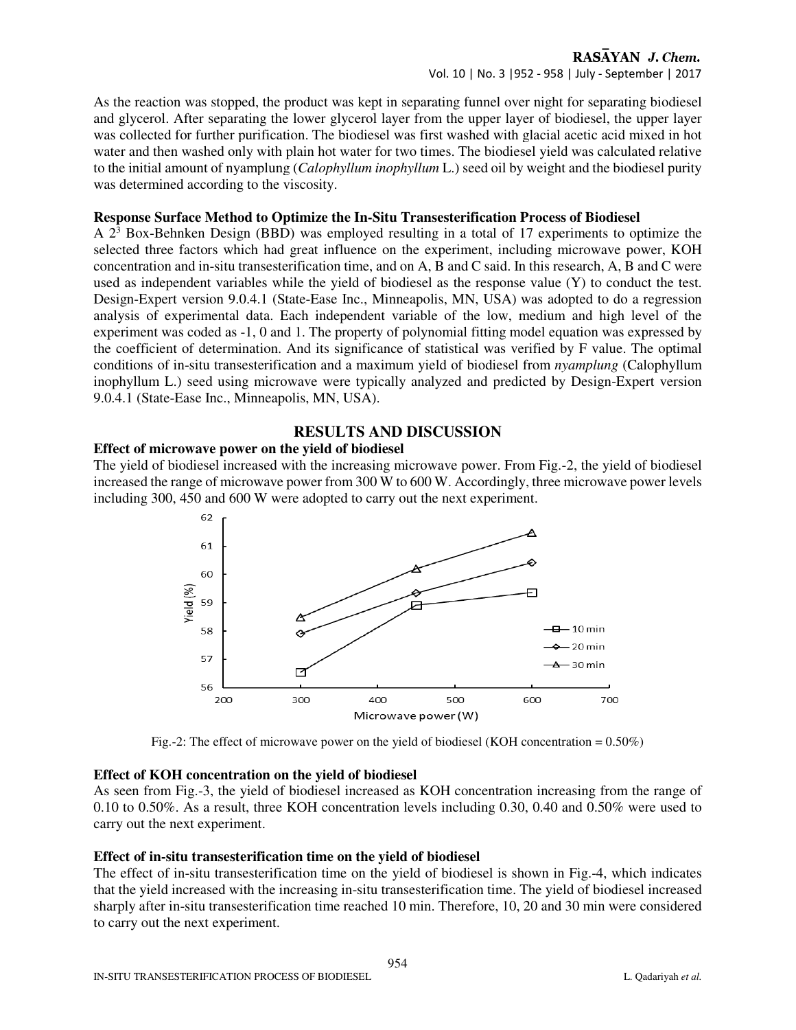As the reaction was stopped, the product was kept in separating funnel over night for separating biodiesel and glycerol. After separating the lower glycerol layer from the upper layer of biodiesel, the upper layer was collected for further purification. The biodiesel was first washed with glacial acetic acid mixed in hot water and then washed only with plain hot water for two times. The biodiesel yield was calculated relative to the initial amount of nyamplung (*Calophyllum inophyllum* L.) seed oil by weight and the biodiesel purity was determined according to the viscosity.

**Response Surface Method to Optimize the In-Situ Transesterification Process of Biodiesel**

A $2^3$ Box-Behnken Design (BBD) was employed resulting in a total of 17 experiments to optimize the selected three factors which had great influence on the experiment, including microwave power, KOH concentration and in-situ transesterification time, and on A, B and C said. In this research, A, B and C were used as independent variables while the yield of biodiesel as the response value (Y) to conduct the test. Design-Expert version 9.0.4.1 (State-Ease Inc., Minneapolis, MN, USA) was adopted to do a regression analysis of experimental data. Each independent variable of the low, medium and high level of the experiment was coded as -1, 0 and 1. The property of polynomial fitting model equation was expressed by the coefficient of determination. And its significance of statistical was verified by F value. The optimal conditions of in-situ transesterification and a maximum yield of biodiesel from *nyamplung* (Calophyllum inophyllum L.) seed using microwave were typically analyzed and predicted by Design-Expert version 9.0.4.1 (State-Ease Inc., Minneapolis, MN, USA).

## RESULTS AND DISCUSSION

**Effect of microwave power on the yield of biodiesel**

The yield of biodiesel increased with the increasing microwave power. From Fig.-2, the yield of biodiesel increased the range of microwave power from 300 W to 600 W. Accordingly, three microwave power levels including 300, 450 and 600 W were adopted to carry out the next experiment.

Fig.-2: The effect of microwave power on the yield of biodiesel (KOH concentration = 0.50%)

**Effect of KOH concentration on the yield of biodiesel**

As seen from Fig.-3, the yield of biodiesel increased as KOH concentration increasing from the range of 0.10 to 0.50%. As a result, three KOH concentration levels including 0.30, 0.40 and 0.50% were used to carry out the next experiment.

**Effect of in-situ transesterification time on the yield of biodiesel**

The effect of in-situ transesterification time on the yield of biodiesel is shown in Fig.-4, which indicates that the yield increased with the increasing in-situ transesterification time. The yield of biodiesel increased sharply after in-situ transesterification time reached 10 min. Therefore, 10, 20 and 30 min were considered to carry out the next experiment.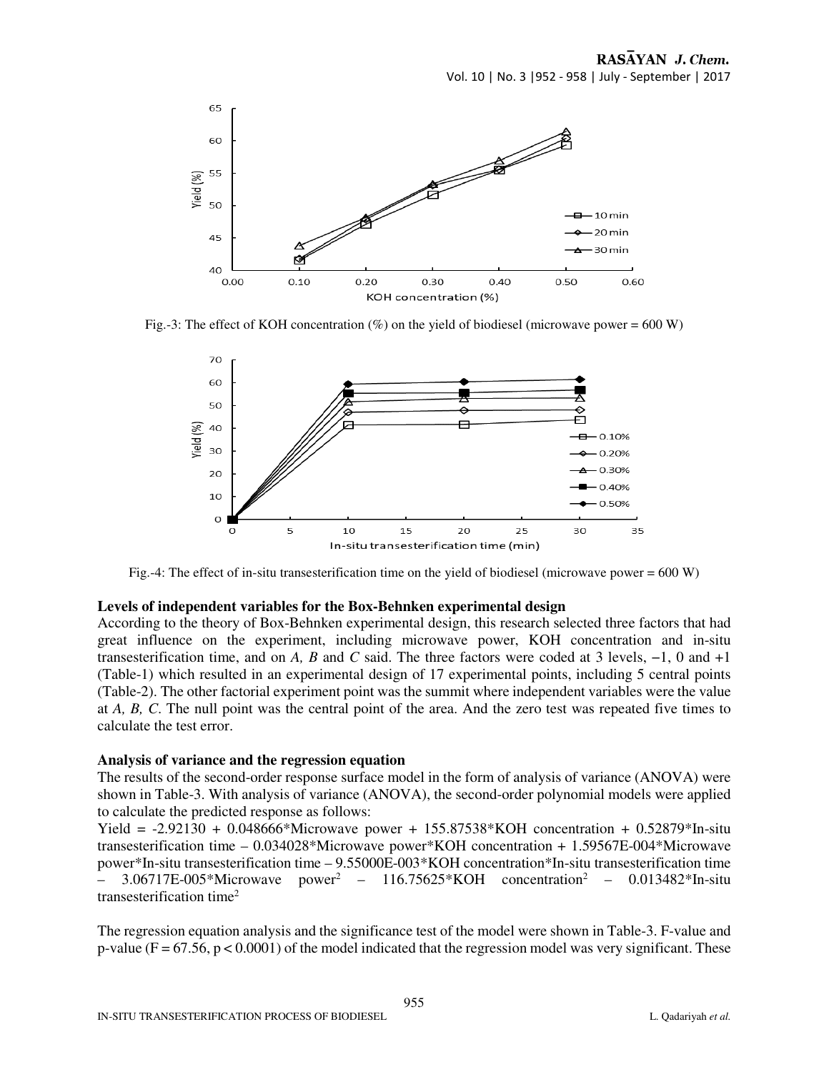Fig.-3: The effect of KOH concentration (%) on the yield of biodiesel (microwave power = 600 W)

Fig.-4: The effect of in-situ transesterification time on the yield of biodiesel (microwave power = 600 W)

### Levels of independent variables for the Box-Behnken experimental design

According to the theory of Box-Behnken experimental design, this research selected three factors that had great influence on the experiment, including microwave power, KOH concentration and in-situ transesterification time, and on *A, B* and *C* said. The three factors were coded at 3 levels, −1, 0 and +1 (Table-1) which resulted in an experimental design of 17 experimental points, including 5 central points (Table-2). The other factorial experiment point was the summit where independent variables were the value at *A, B, C*. The null point was the central point of the area. And the zero test was repeated five times to calculate the test error.

### Analysis of variance and the regression equation

The results of the second-order response surface model in the form of analysis of variance (ANOVA) were shown in Table-3. With analysis of variance (ANOVA), the second-order polynomial models were applied to calculate the predicted response as follows:

Yield = -2.92130 + 0.048666*Microwave power + 155.87538*KOH concentration + 0.52879*In-situ transesterification time – 0.034028*Microwave power*KOH concentration + 1.59567E-004*Microwave power*In-situ transesterification time – 9.55000E-003*KOH concentration*In-situ transesterification time – 3.06717E-005*Microwave power$^2$ – 116.75625*KOH concentration$^2$ – 0.013482*In-situ transesterification time$^2$

The regression equation analysis and the significance test of the model were shown in Table-3. F-value and p-value ($F = 67.56$, $p < 0.0001$) of the model indicated that the regression model was very significant. These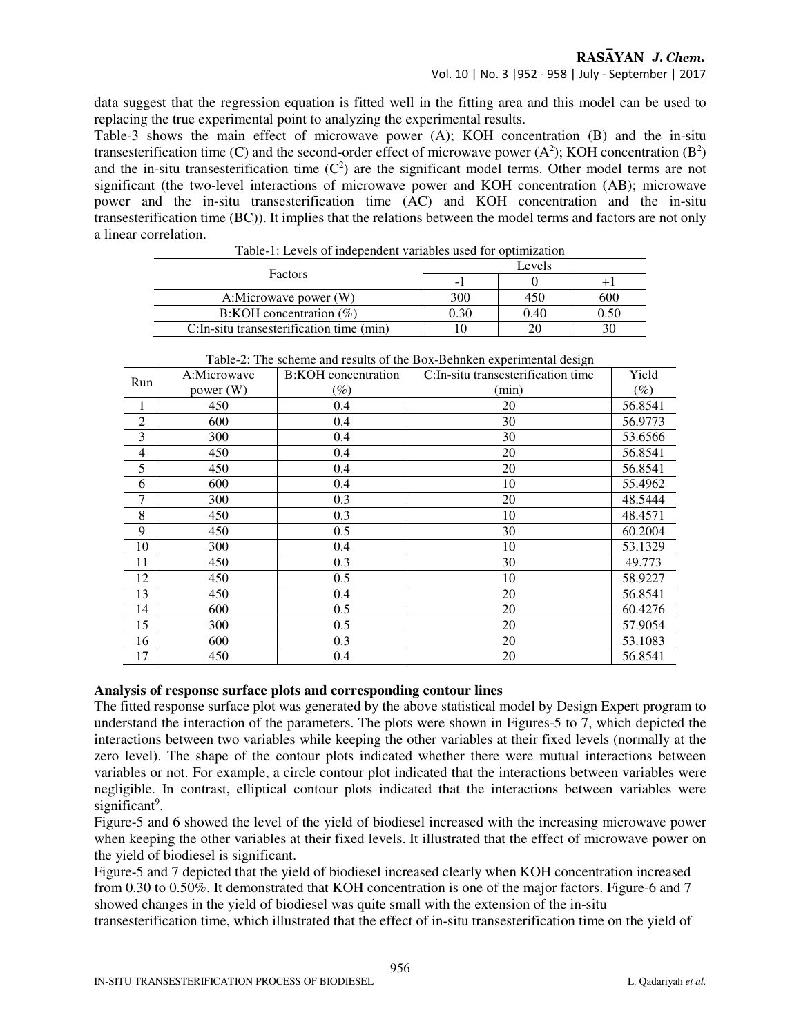data suggest that the regression equation is fitted well in the fitting area and this model can be used to replacing the true experimental point to analyzing the experimental results.

Table-3 shows the main effect of microwave power (A); KOH concentration (B) and the in-situ transesterification time (C) and the second-order effect of microwave power ($A^2$); KOH concentration ($B^2$) and the in-situ transesterification time ($C^2$) are the significant model terms. Other model terms are not significant (the two-level interactions of microwave power and KOH concentration (AB); microwave power and the in-situ transesterification time (AC) and KOH concentration and the in-situ transesterification time (BC)). It implies that the relations between the model terms and factors are not only a linear correlation.

Table-1: Levels of independent variables used for optimization

| Factors | Levels | | |
|---|---|---|---|
| | -1 | 0 | +1 |
| A:Microwave power (W) | 300 | 450 | 600 |
| B:KOH concentration (%) | 0.30 | 0.40 | 0.50 |
| C:In-situ transesterification time (min) | 10 | 20 | 30 |

Table-2: The scheme and results of the Box-Behnken experimental design

| Run | A:Microwave power (W) | B:KOH concentration (%) | C:In-situ transesterification time (min) | Yield (%) |
|---|---|---|---|---|
| 1 | 450 | 0.4 | 20 | 56.8541 |
| 2 | 600 | 0.4 | 30 | 56.9773 |
| 3 | 300 | 0.4 | 30 | 53.6566 |
| 4 | 450 | 0.4 | 20 | 56.8541 |
| 5 | 450 | 0.4 | 20 | 56.8541 |
| 6 | 600 | 0.4 | 10 | 55.4962 |
| 7 | 300 | 0.3 | 20 | 48.5444 |
| 8 | 450 | 0.3 | 10 | 48.4571 |
| 9 | 450 | 0.5 | 30 | 60.2004 |
| 10 | 300 | 0.4 | 10 | 53.1329 |
| 11 | 450 | 0.3 | 30 | 49.773 |
| 12 | 450 | 0.5 | 10 | 58.9227 |
| 13 | 450 | 0.4 | 20 | 56.8541 |
| 14 | 600 | 0.5 | 20 | 60.4276 |
| 15 | 300 | 0.5 | 20 | 57.9054 |
| 16 | 600 | 0.3 | 20 | 53.1083 |
| 17 | 450 | 0.4 | 20 | 56.8541 |

**Analysis of response surface plots and corresponding contour lines**

The fitted response surface plot was generated by the above statistical model by Design Expert program to understand the interaction of the parameters. The plots were shown in Figures-5 to 7, which depicted the interactions between two variables while keeping the other variables at their fixed levels (normally at the zero level). The shape of the contour plots indicated whether there were mutual interactions between variables or not. For example, a circle contour plot indicated that the interactions between variables were negligible. In contrast, elliptical contour plots indicated that the interactions between variables were significant[9].

Figure-5 and 6 showed the level of the yield of biodiesel increased with the increasing microwave power when keeping the other variables at their fixed levels. It illustrated that the effect of microwave power on the yield of biodiesel is significant.

Figure-5 and 7 depicted that the yield of biodiesel increased clearly when KOH concentration increased from 0.30 to 0.50%. It demonstrated that KOH concentration is one of the major factors. Figure-6 and 7 showed changes in the yield of biodiesel was quite small with the extension of the in-situ transesterification time, which illustrated that the effect of in-situ transesterification time on the yield of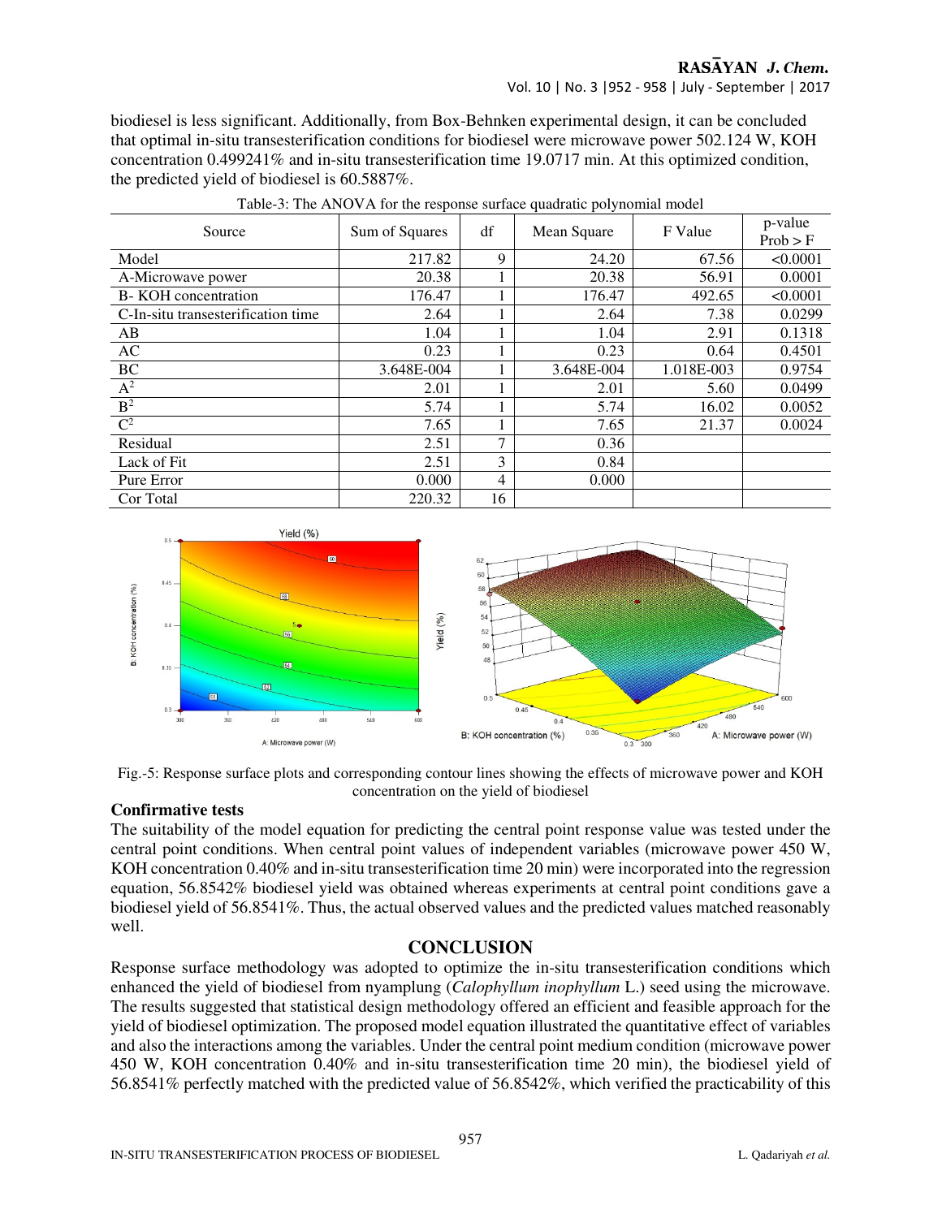biodiesel is less significant. Additionally, from Box-Behnken experimental design, it can be concluded that optimal in-situ transesterification conditions for biodiesel were microwave power 502.124 W, KOH concentration 0.499241% and in-situ transesterification time 19.0717 min. At this optimized condition, the predicted yield of biodiesel is 60.5887%.

Table-3: The ANOVA for the response surface quadratic polynomial model

| Source | Sum of Squares | df | Mean Square | F Value | p-value Prob > F |
|---|---|---|---|---|---|
| Model | 217.82 | 9 | 24.20 | 67.56 | <0.0001 |
| A-Microwave power | 20.38 | 1 | 20.38 | 56.91 | 0.0001 |
| B- KOH concentration | 176.47 | 1 | 176.47 | 492.65 | <0.0001 |
| C-In-situ transesterification time | 2.64 | 1 | 2.64 | 7.38 | 0.0299 |
| AB | 1.04 | 1 | 1.04 | 2.91 | 0.1318 |
| AC | 0.23 | 1 | 0.23 | 0.64 | 0.4501 |
| BC | 3.648E-004 | 1 | 3.648E-004 | 1.018E-003 | 0.9754 |
| $A^2$ | 2.01 | 1 | 2.01 | 5.60 | 0.0499 |
| $B^2$ | 5.74 | 1 | 5.74 | 16.02 | 0.0052 |
| $C^2$ | 7.65 | 1 | 7.65 | 21.37 | 0.0024 |
| Residual | 2.51 | 7 | 0.36 | | |
| Lack of Fit | 2.51 | 3 | 0.84 | | |
| Pure Error | 0.000 | 4 | 0.000 | | |
| Cor Total | 220.32 | 16 | | | |

Fig.-5: Response surface plots and corresponding contour lines showing the effects of microwave power and KOH concentration on the yield of biodiesel

**Confirmative tests**

The suitability of the model equation for predicting the central point response value was tested under the central point conditions. When central point values of independent variables (microwave power 450 W, KOH concentration 0.40% and in-situ transesterification time 20 min) were incorporated into the regression equation, 56.8542% biodiesel yield was obtained whereas experiments at central point conditions gave a biodiesel yield of 56.8541%. Thus, the actual observed values and the predicted values matched reasonably well.

## CONCLUSION

Response surface methodology was adopted to optimize the in-situ transesterification conditions which enhanced the yield of biodiesel from nyamplung (*Calophyllum inophyllum* L.) seed using the microwave. The results suggested that statistical design methodology offered an efficient and feasible approach for the yield of biodiesel optimization. The proposed model equation illustrated the quantitative effect of variables and also the interactions among the variables. Under the central point medium condition (microwave power 450 W, KOH concentration 0.40% and in-situ transesterification time 20 min), the biodiesel yield of 56.8541% perfectly matched with the predicted value of 56.8542%, which verified the practicability of this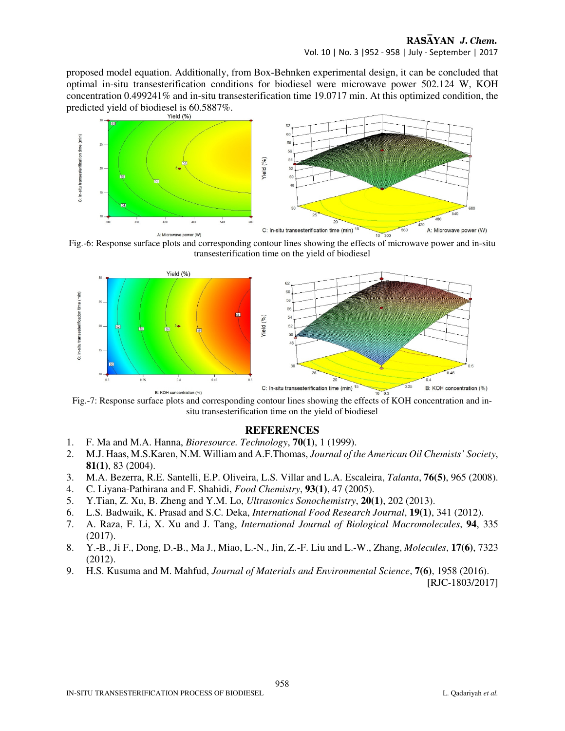proposed model equation. Additionally, from Box-Behnken experimental design, it can be concluded that optimal in-situ transesterification conditions for biodiesel were microwave power 502.124 W, KOH concentration 0.499241% and in-situ transesterification time 19.0717 min. At this optimized condition, the predicted yield of biodiesel is 60.5887%.

Yield (%)

C: In-situ transesterification time (min)

A: Microwave power (W)

Yield (%)

C: In-situ transesterification time (min)

A: Microwave power (W)

Fig.-6: Response surface plots and corresponding contour lines showing the effects of microwave power and in-situ transesterification time on the yield of biodiesel

Yield (%)

C: In-situ transesterification time (min)

B: KOH concentration (%)

Yield (%)

C: In-situ transesterification time (min)

B: KOH concentration (%)

Fig.-7: Response surface plots and corresponding contour lines showing the effects of KOH concentration and in-situ transesterification time on the yield of biodiesel

## REFERENCES

1. F. Ma and M.A. Hanna, *Bioresource. Technology*, **70(1)**, 1 (1999).
2. M.J. Haas, M.S.Karen, N.M. William and A.F.Thomas, *Journal of the American Oil Chemists' Society*, **81(1)**, 83 (2004).
3. M.A. Bezerra, R.E. Santelli, E.P. Oliveira, L.S. Villar and L.A. Escaleira, *Talanta*, **76(5)**, 965 (2008).
4. C. Liyana-Pathirana and F. Shahidi, *Food Chemistry*, **93(1)**, 47 (2005).
5. Y.Tian, Z. Xu, B. Zheng and Y.M. Lo, *Ultrasonics Sonochemistry*, **20(1)**, 202 (2013).
6. L.S. Badwaik, K. Prasad and S.C. Deka, *International Food Research Journal*, **19(1)**, 341 (2012).
7. A. Raza, F. Li, X. Xu and J. Tang, *International Journal of Biological Macromolecules*, **94**, 335 (2017).
8. Y.-B., Ji F., Dong, D.-B., Ma J., Miao, L.-N., Jin, Z.-F. Liu and L.-W., Zhang, *Molecules*, **17(6)**, 7323 (2012).
9. H.S. Kusuma and M. Mahfud, *Journal of Materials and Environmental Science*, **7(6)**, 1958 (2016).

[RJC-1803/2017]